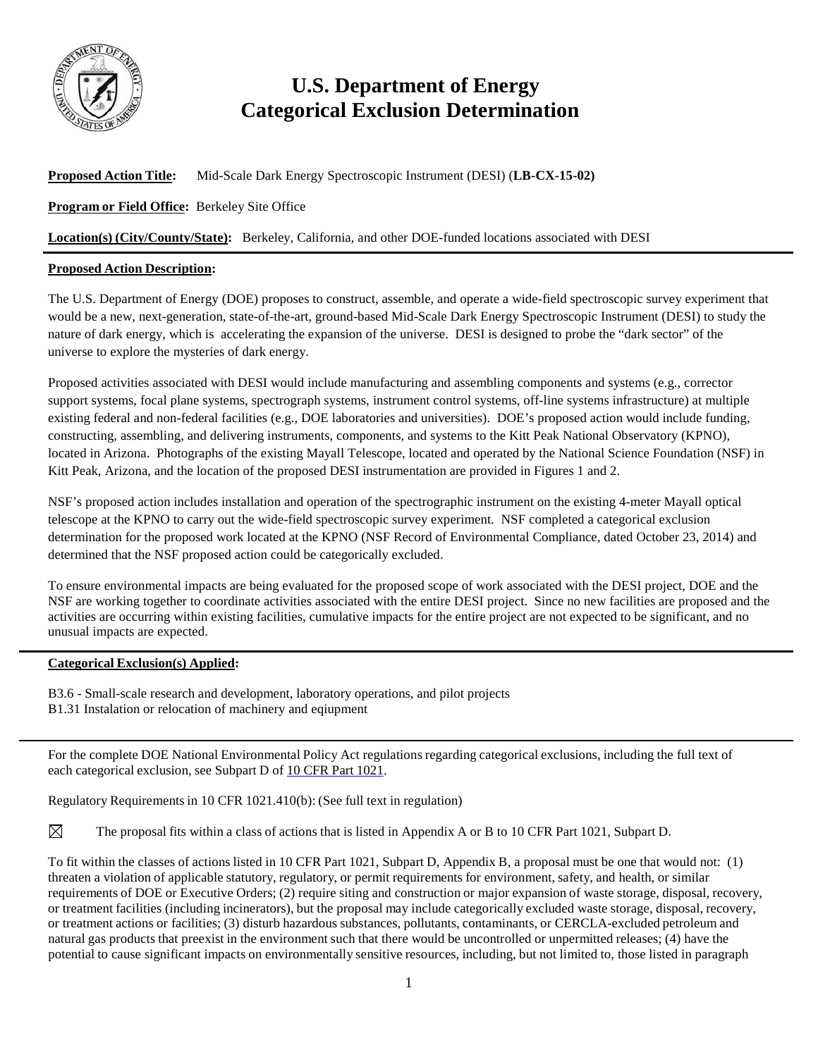# U.S. Department of Energy
# Categorical Exclusion Determination

**Proposed Action Title:** Mid-Scale Dark Energy Spectroscopic Instrument (DESI) (**LB-CX-15-02)**

**Program or Field Office:** Berkeley Site Office

**Location(s) (City/County/State):** Berkeley, California, and other DOE-funded locations associated with DESI

**Proposed Action Description:**

The U.S. Department of Energy (DOE) proposes to construct, assemble, and operate a wide-field spectroscopic survey experiment that would be a new, next-generation, state-of-the-art, ground-based Mid-Scale Dark Energy Spectroscopic Instrument (DESI) to study the nature of dark energy, which is accelerating the expansion of the universe. DESI is designed to probe the "dark sector" of the universe to explore the mysteries of dark energy.

Proposed activities associated with DESI would include manufacturing and assembling components and systems (e.g., corrector support systems, focal plane systems, spectrograph systems, instrument control systems, off-line systems infrastructure) at multiple existing federal and non-federal facilities (e.g., DOE laboratories and universities). DOE's proposed action would include funding, constructing, assembling, and delivering instruments, components, and systems to the Kitt Peak National Observatory (KPNO), located in Arizona. Photographs of the existing Mayall Telescope, located and operated by the National Science Foundation (NSF) in Kitt Peak, Arizona, and the location of the proposed DESI instrumentation are provided in Figures 1 and 2.

NSF's proposed action includes installation and operation of the spectrographic instrument on the existing 4-meter Mayall optical telescope at the KPNO to carry out the wide-field spectroscopic survey experiment. NSF completed a categorical exclusion determination for the proposed work located at the KPNO (NSF Record of Environmental Compliance, dated October 23, 2014) and determined that the NSF proposed action could be categorically excluded.

To ensure environmental impacts are being evaluated for the proposed scope of work associated with the DESI project, DOE and the NSF are working together to coordinate activities associated with the entire DESI project. Since no new facilities are proposed and the activities are occurring within existing facilities, cumulative impacts for the entire project are not expected to be significant, and no unusual impacts are expected.

**Categorical Exclusion(s) Applied:**

B3.6 - Small-scale research and development, laboratory operations, and pilot projects
B1.31 Instalation or relocation of machinery and eqiupment

For the complete DOE National Environmental Policy Act regulations regarding categorical exclusions, including the full text of each categorical exclusion, see Subpart D of 10 CFR Part 1021.

Regulatory Requirements in 10 CFR 1021.410(b): (See full text in regulation)

☒ The proposal fits within a class of actions that is listed in Appendix A or B to 10 CFR Part 1021, Subpart D.

To fit within the classes of actions listed in 10 CFR Part 1021, Subpart D, Appendix B, a proposal must be one that would not: (1) threaten a violation of applicable statutory, regulatory, or permit requirements for environment, safety, and health, or similar requirements of DOE or Executive Orders; (2) require siting and construction or major expansion of waste storage, disposal, recovery, or treatment facilities (including incinerators), but the proposal may include categorically excluded waste storage, disposal, recovery, or treatment actions or facilities; (3) disturb hazardous substances, pollutants, contaminants, or CERCLA-excluded petroleum and natural gas products that preexist in the environment such that there would be uncontrolled or unpermitted releases; (4) have the potential to cause significant impacts on environmentally sensitive resources, including, but not limited to, those listed in paragraph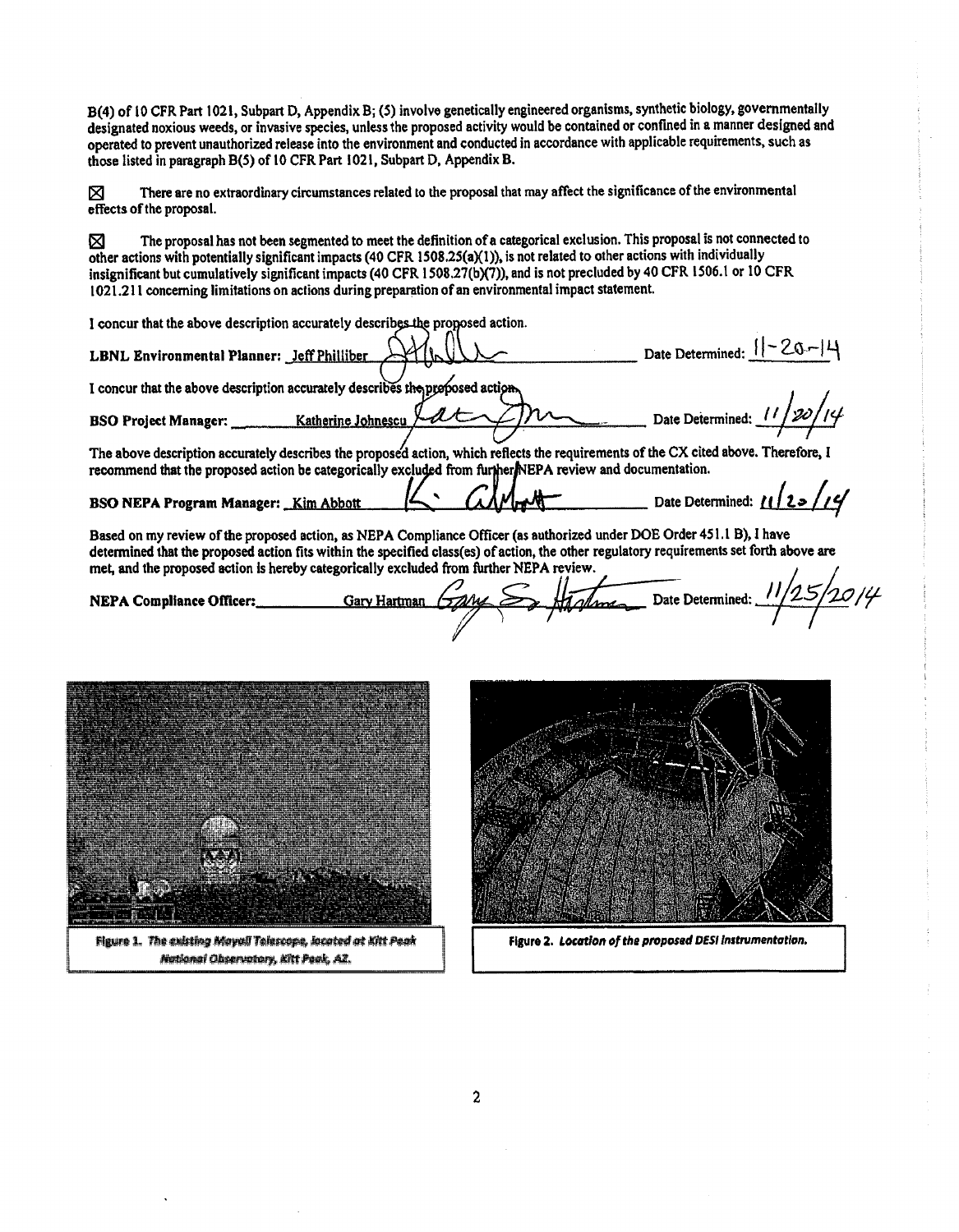B(4) of 10 CFR Part 1021, Subpart D, Appendix B; (5) involve genetically engineered organisms, synthetic biology, governmentally designated noxious weeds, or invasive species, unless the proposed activity would be contained or confined in a manner designed and operated to prevent unauthorized release into the environment and conducted in accordance with applicable requirements, such as those listed in paragraph B(5) of 10 CFR Part 1021, Subpart D, Appendix B.

☒ There are no extraordinary circumstances related to the proposal that may affect the significance of the environmental effects of the proposal.

☒ The proposal has not been segmented to meet the definition of a categorical exclusion. This proposal is not connected to other actions with potentially significant impacts (40 CFR 1508.25(a)(1)), is not related to other actions with individually insignificant but cumulatively significant impacts (40 CFR 1508.27(b)(7)), and is not precluded by 40 CFR 1506.1 or 10 CFR 1021.211 concerning limitations on actions during preparation of an environmental impact statement.

I concur that the above description accurately describes the proposed action.

**LBNL Environmental Planner:** Jeff Philliber _[signature]_ Date Determined: 11-20-14

I concur that the above description accurately describes the proposed action.

**BSO Project Manager:** Katherine Johnescu _[signature]_ Date Determined: 11/20/14

The above description accurately describes the proposed action, which reflects the requirements of the CX cited above. Therefore, I recommend that the proposed action be categorically excluded from further NEPA review and documentation.

**BSO NEPA Program Manager:** Kim Abbott _[signature]_ Date Determined: 11/20/14

Based on my review of the proposed action, as NEPA Compliance Officer (as authorized under DOE Order 451.1 B), I have determined that the proposed action fits within the specified class(es) of action, the other regulatory requirements set forth above are met, and the proposed action is hereby categorically excluded from further NEPA review.

**NEPA Compliance Officer:** Gary Hartman _[signature]_ Date Determined: 11/25/2014

**Figure 1.** *The existing Mayall Telescope, located at Kitt Peak National Observatory, Kitt Peak, AZ.*

**Figure 2.** *Location of the proposed DESI instrumentation.*